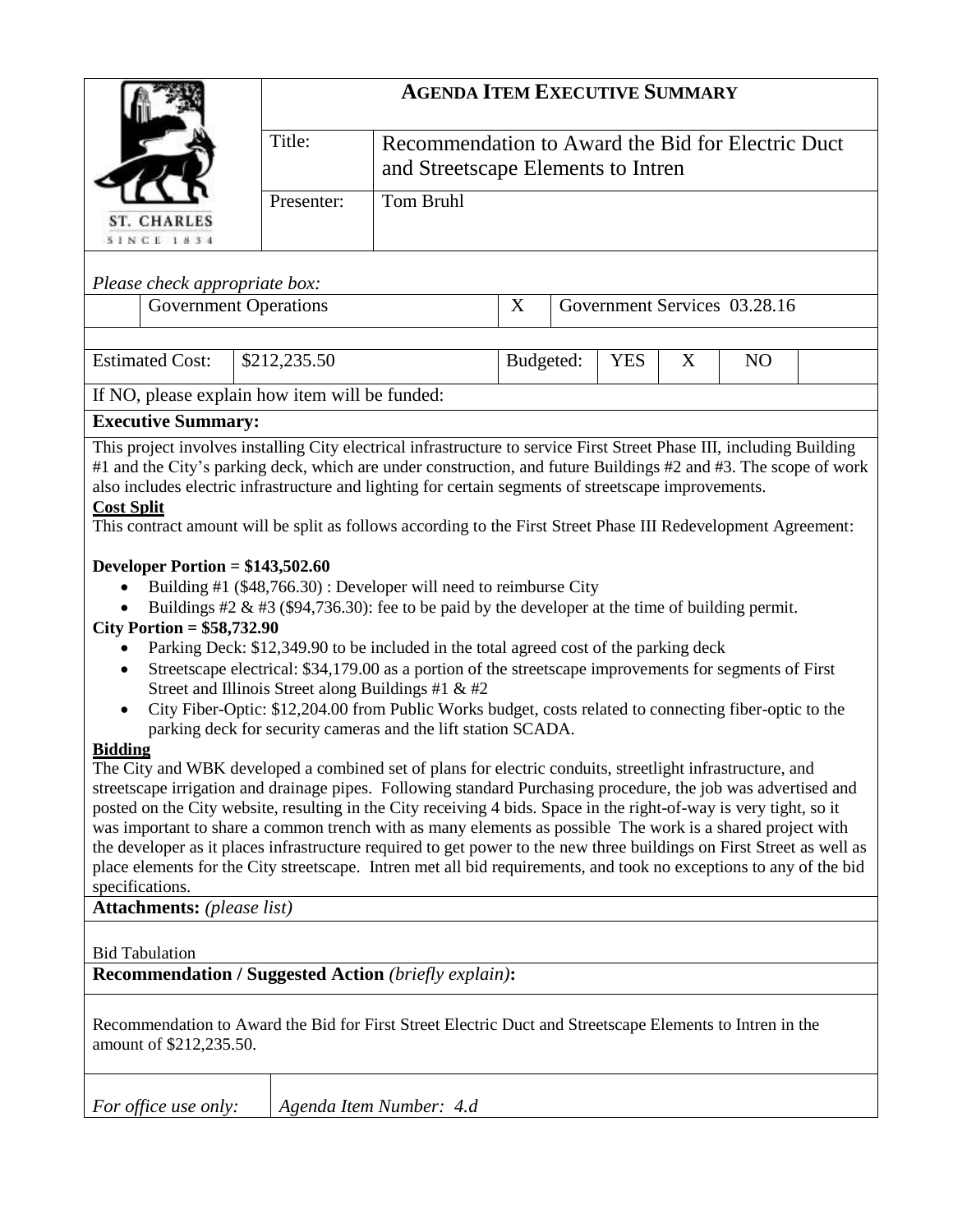# AGENDA ITEM EXECUTIVE SUMMARY

| | |
|---|---|
| Title: | Recommendation to Award the Bid for Electric Duct and Streetscape Elements to Intren |
| Presenter: | Tom Bruhl |

*Please check appropriate box:*

| | | | |
|---|---|---|---|
| | Government Operations | X | Government Services 03.28.16 |

| Estimated Cost: | $212,235.50 | Budgeted: | YES | X | NO | |
|---|---|---|---|---|---|---|

If NO, please explain how item will be funded:

**Executive Summary:**

This project involves installing City electrical infrastructure to service First Street Phase III, including Building #1 and the City's parking deck, which are under construction, and future Buildings #2 and #3. The scope of work also includes electric infrastructure and lighting for certain segments of streetscape improvements.

**Cost Split**

This contract amount will be split as follows according to the First Street Phase III Redevelopment Agreement:

**Developer Portion = $143,502.60**

- Building #1 ($48,766.30) : Developer will need to reimburse City
- Buildings #2 & #3 ($94,736.30): fee to be paid by the developer at the time of building permit.

**City Portion = $58,732.90**

- Parking Deck: $12,349.90 to be included in the total agreed cost of the parking deck
- Streetscape electrical: $34,179.00 as a portion of the streetscape improvements for segments of First Street and Illinois Street along Buildings #1 & #2
- City Fiber-Optic: $12,204.00 from Public Works budget, costs related to connecting fiber-optic to the parking deck for security cameras and the lift station SCADA.

**Bidding**

The City and WBK developed a combined set of plans for electric conduits, streetlight infrastructure, and streetscape irrigation and drainage pipes. Following standard Purchasing procedure, the job was advertised and posted on the City website, resulting in the City receiving 4 bids. Space in the right-of-way is very tight, so it was important to share a common trench with as many elements as possible The work is a shared project with the developer as it places infrastructure required to get power to the new three buildings on First Street as well as place elements for the City streetscape. Intren met all bid requirements, and took no exceptions to any of the bid specifications.

**Attachments:** *(please list)*

Bid Tabulation

**Recommendation / Suggested Action** *(briefly explain)***:**

Recommendation to Award the Bid for First Street Electric Duct and Streetscape Elements to Intren in the amount of $212,235.50.

| *For office use only:* | *Agenda Item Number: 4.d* |
|---|---|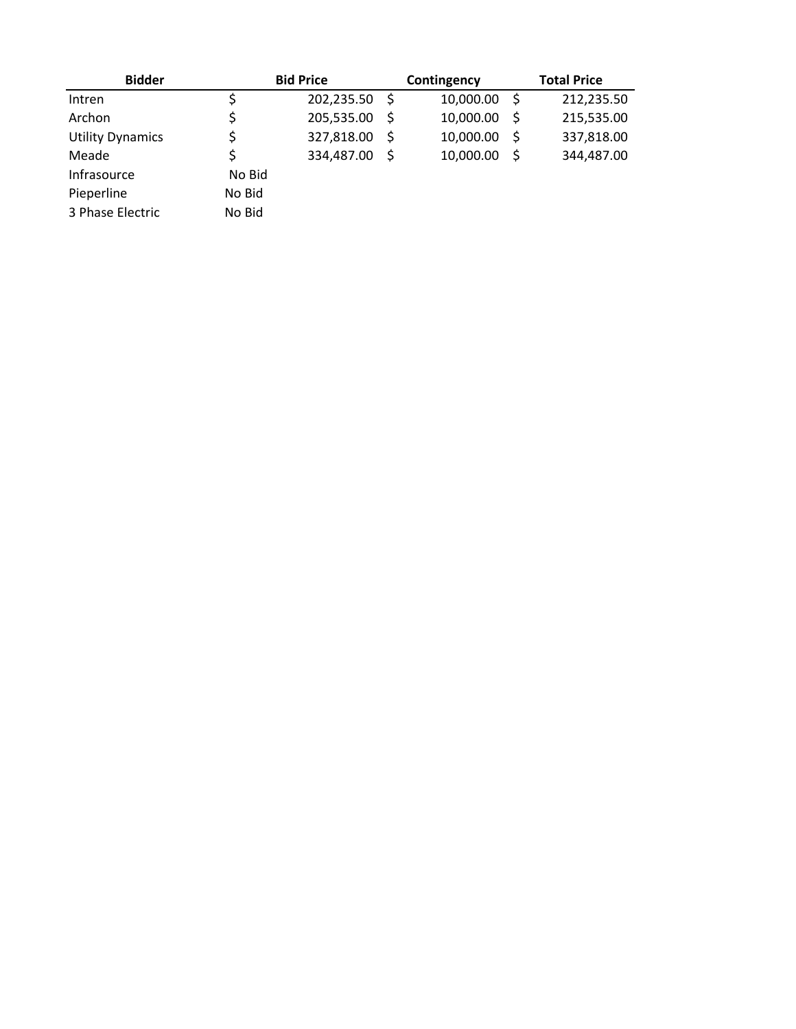| Bidder | Bid Price | Contingency | Total Price |
|---|---|---|---|
| Intren | $ 202,235.50 | $ 10,000.00 | $ 212,235.50 |
| Archon | $ 205,535.00 | $ 10,000.00 | $ 215,535.00 |
| Utility Dynamics | $ 327,818.00 | $ 10,000.00 | $ 337,818.00 |
| Meade | $ 334,487.00 | $ 10,000.00 | $ 344,487.00 |
| Infrasource | No Bid | | |
| Pieperline | No Bid | | |
| 3 Phase Electric | No Bid | | |